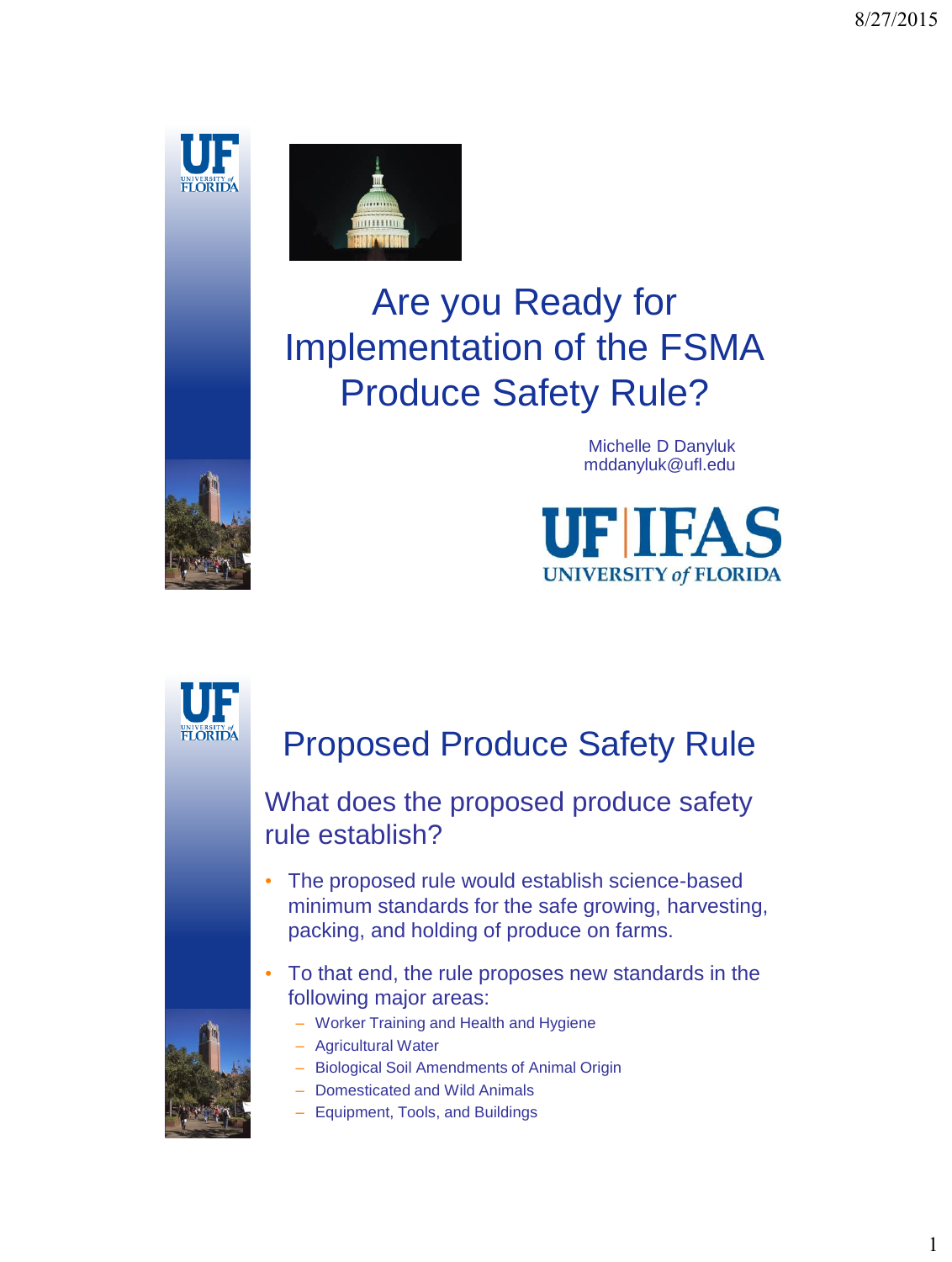# Are you Ready for Implementation of the FSMA Produce Safety Rule?

Michelle D Danyluk
mddanyluk@ufl.edu

UF | IFAS
UNIVERSITY of FLORIDA

## Proposed Produce Safety Rule

### What does the proposed produce safety rule establish?

- The proposed rule would establish science-based minimum standards for the safe growing, harvesting, packing, and holding of produce on farms.
- To that end, the rule proposes new standards in the following major areas:
  - Worker Training and Health and Hygiene
  - Agricultural Water
  - Biological Soil Amendments of Animal Origin
  - Domesticated and Wild Animals
  - Equipment, Tools, and Buildings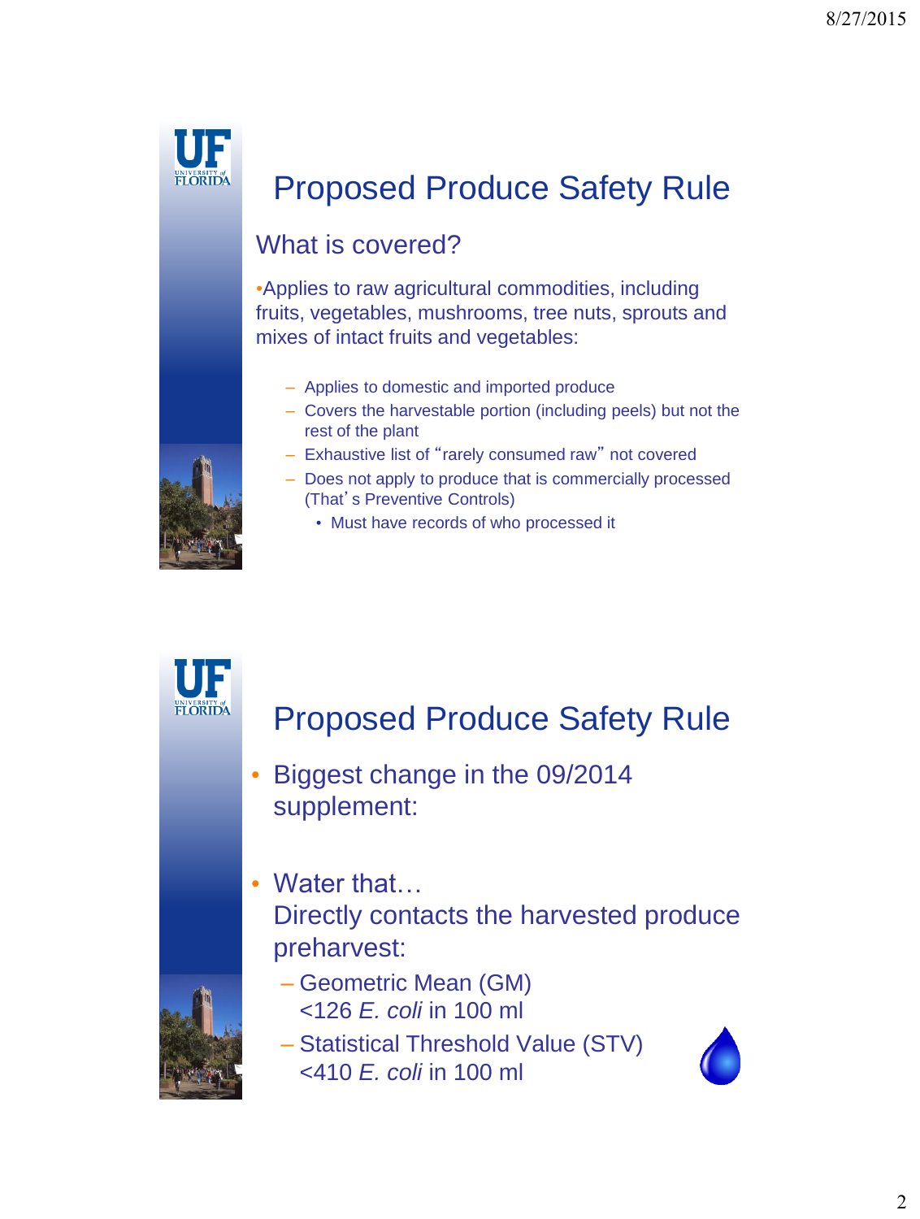## Proposed Produce Safety Rule

### What is covered?

- Applies to raw agricultural commodities, including fruits, vegetables, mushrooms, tree nuts, sprouts and mixes of intact fruits and vegetables:
  - Applies to domestic and imported produce
  - Covers the harvestable portion (including peels) but not the rest of the plant
  - Exhaustive list of "rarely consumed raw" not covered
  - Does not apply to produce that is commercially processed (That's Preventive Controls)
    - Must have records of who processed it

## Proposed Produce Safety Rule

- Biggest change in the 09/2014 supplement:
- Water that…
  Directly contacts the harvested produce preharvest:
  - Geometric Mean (GM) <126 *E. coli* in 100 ml
  - Statistical Threshold Value (STV) <410 *E. coli* in 100 ml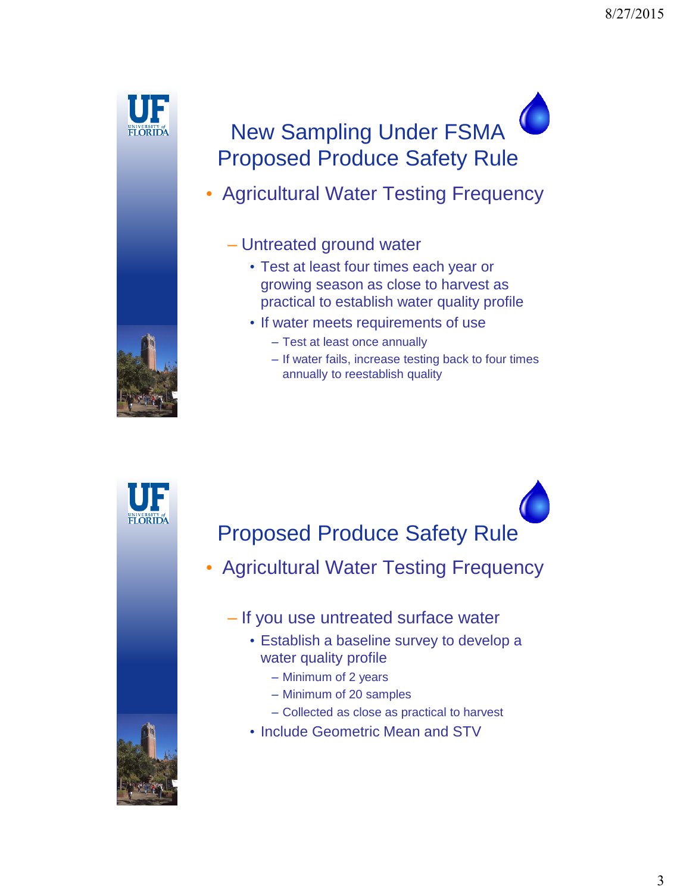## New Sampling Under FSMA Proposed Produce Safety Rule

- Agricultural Water Testing Frequency
  - Untreated ground water
    - Test at least four times each year or growing season as close to harvest as practical to establish water quality profile
    - If water meets requirements of use
      - Test at least once annually
      - If water fails, increase testing back to four times annually to reestablish quality

## Proposed Produce Safety Rule

- Agricultural Water Testing Frequency
  - If you use untreated surface water
    - Establish a baseline survey to develop a water quality profile
      - Minimum of 2 years
      - Minimum of 20 samples
      - Collected as close as practical to harvest
    - Include Geometric Mean and STV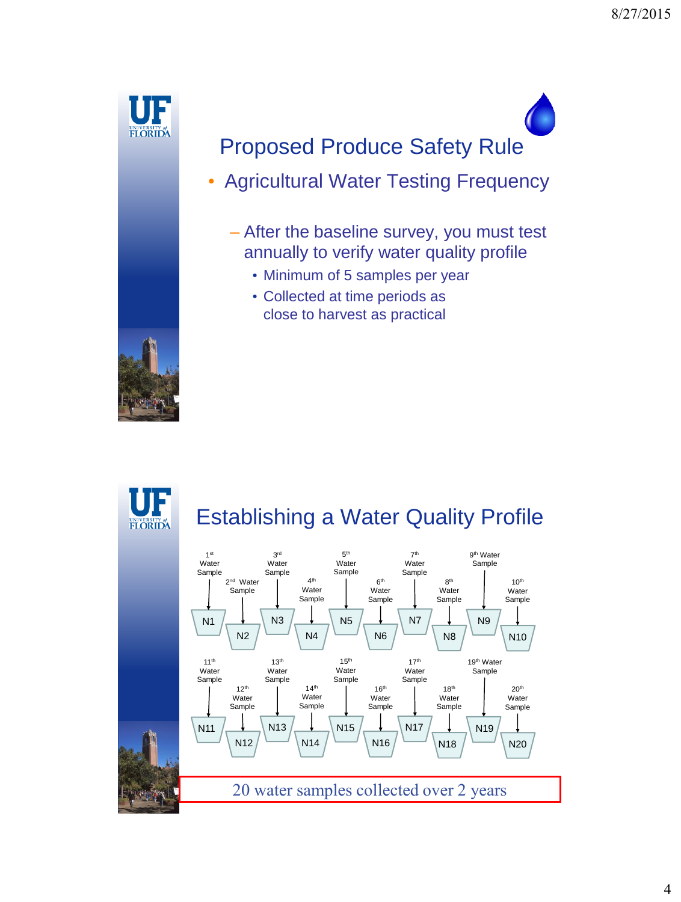## Proposed Produce Safety Rule

- Agricultural Water Testing Frequency
  - After the baseline survey, you must test annually to verify water quality profile
    - Minimum of 5 samples per year
    - Collected at time periods as close to harvest as practical

## Establishing a Water Quality Profile

1st Water Sample → N1
2nd Water Sample → N2
3rd Water Sample → N3
4th Water Sample → N4
5th Water Sample → N5
6th Water Sample → N6
7th Water Sample → N7
8th Water Sample → N8
9th Water Sample → N9
10th Water Sample → N10
11th Water Sample → N11
12th Water Sample → N12
13th Water Sample → N13
14th Water Sample → N14
15th Water Sample → N15
16th Water Sample → N16
17th Water Sample → N17
18th Water Sample → N18
19th Water Sample → N19
20th Water Sample → N20

20 water samples collected over 2 years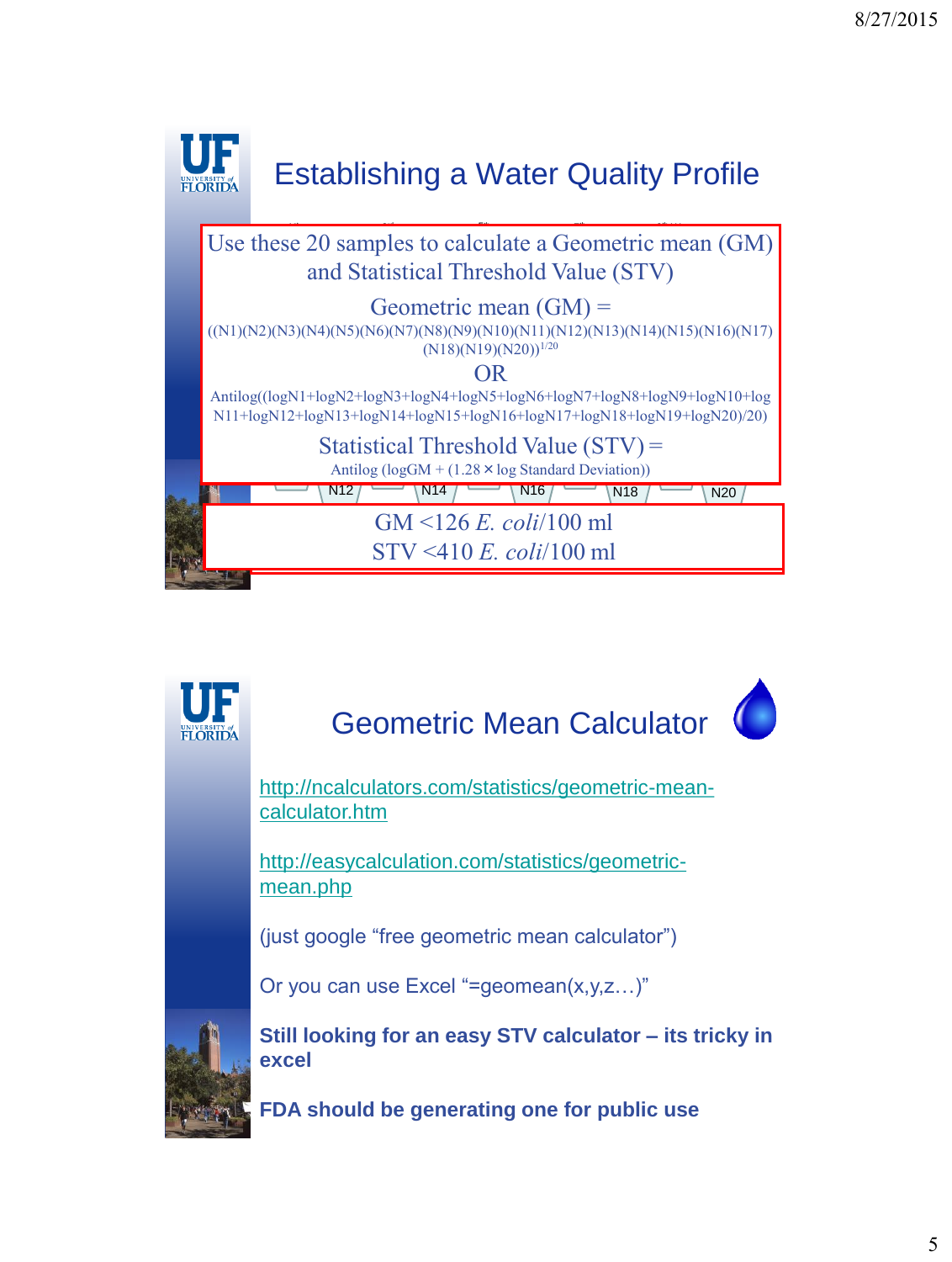# Establishing a Water Quality Profile

Use these 20 samples to calculate a Geometric mean (GM) and Statistical Threshold Value (STV)

Geometric mean (GM) =

$((N1)(N2)(N3)(N4)(N5)(N6)(N7)(N8)(N9)(N10)(N11)(N12)(N13)(N14)(N15)(N16)(N17)(N18)(N19)(N20))^{1/20}$

OR

Antilog((logN1+logN2+logN3+logN4+logN5+logN6+logN7+logN8+logN9+logN10+logN11+logN12+logN13+logN14+logN15+logN16+logN17+logN18+logN19+logN20)/20)

Statistical Threshold Value (STV) =

Antilog (logGM + (1.28 × log Standard Deviation))

N12 N14 N16 N18 N20

GM <126 *E. coli*/100 ml

STV <410 *E. coli*/100 ml

# Geometric Mean Calculator

http://ncalculators.com/statistics/geometric-mean-calculator.htm

http://easycalculation.com/statistics/geometric-mean.php

(just google "free geometric mean calculator")

Or you can use Excel "=geomean(x,y,z…)"

**Still looking for an easy STV calculator – its tricky in excel**

**FDA should be generating one for public use**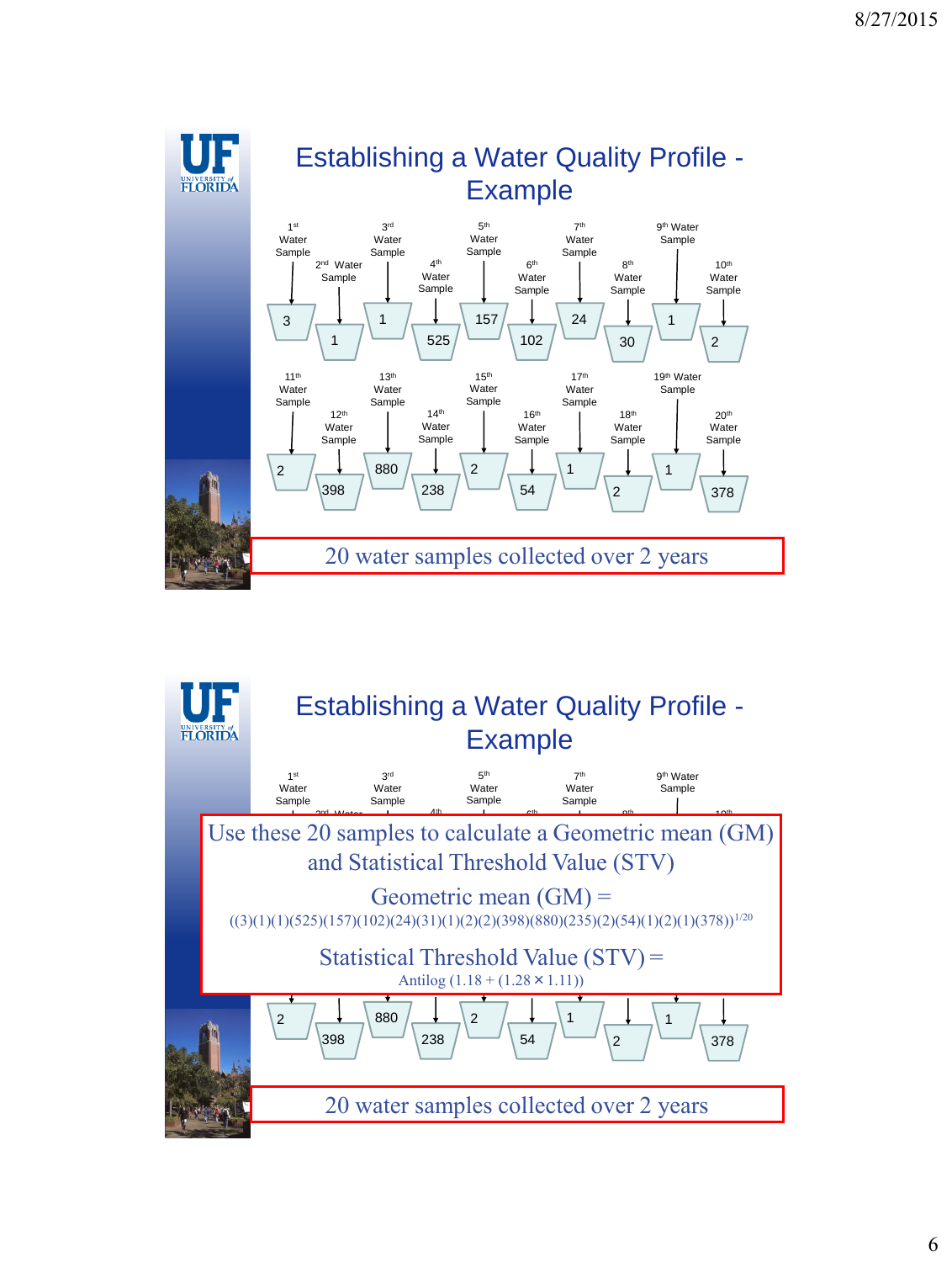## Establishing a Water Quality Profile - Example

| Sample | Value |
|---|---|
| 1st Water Sample | 3 |
| 2nd Water Sample | 1 |
| 3rd Water Sample | 1 |
| 4th Water Sample | 525 |
| 5th Water Sample | 157 |
| 6th Water Sample | 102 |
| 7th Water Sample | 24 |
| 8th Water Sample | 30 |
| 9th Water Sample | 1 |
| 10th Water Sample | 2 |
| 11th Water Sample | 2 |
| 12th Water Sample | 398 |
| 13th Water Sample | 880 |
| 14th Water Sample | 238 |
| 15th Water Sample | 2 |
| 16th Water Sample | 54 |
| 17th Water Sample | 1 |
| 18th Water Sample | 2 |
| 19th Water Sample | 1 |
| 20th Water Sample | 378 |

20 water samples collected over 2 years

## Establishing a Water Quality Profile - Example

Use these 20 samples to calculate a Geometric mean (GM) and Statistical Threshold Value (STV)

Geometric mean (GM) =

$$((3)(1)(1)(525)(157)(102)(24)(31)(1)(2)(2)(398)(880)(235)(2)(54)(1)(2)(1)(378))^{1/20}$$

Statistical Threshold Value (STV) =

$$\text{Antilog}\ (1.18 + (1.28 \times 1.11))$$

20 water samples collected over 2 years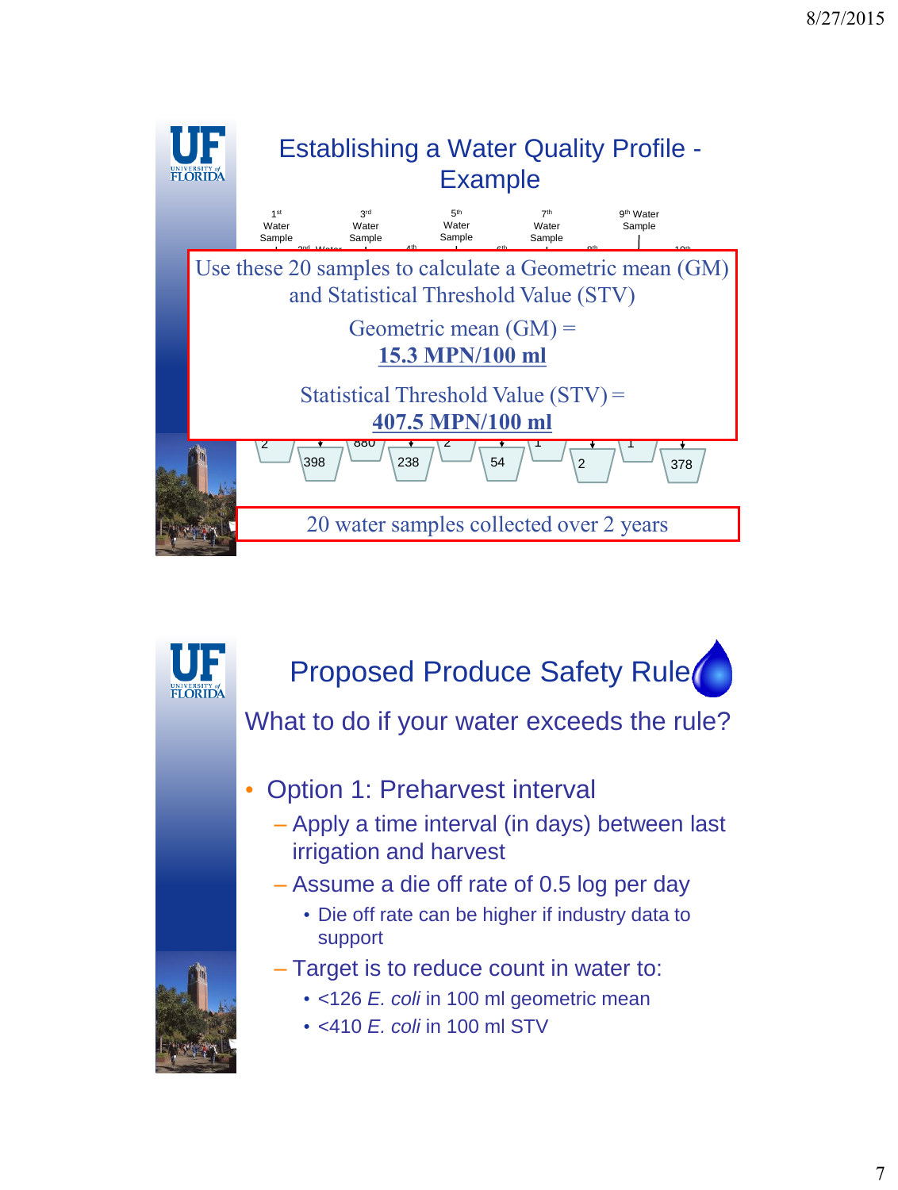## Establishing a Water Quality Profile - Example

1st Water Sample | 3rd Water Sample | 5th Water Sample | 7th Water Sample | 9th Water Sample

Use these 20 samples to calculate a Geometric mean (GM) and Statistical Threshold Value (STV)

Geometric mean (GM) = **15.3 MPN/100 ml**

Statistical Threshold Value (STV) = **407.5 MPN/100 ml**

2 | 398 | 880 | 238 | 2 | 54 | 1 | 2 | 1 | 378

20 water samples collected over 2 years

## Proposed Produce Safety Rule

### What to do if your water exceeds the rule?

- Option 1: Preharvest interval
  - Apply a time interval (in days) between last irrigation and harvest
  - Assume a die off rate of 0.5 log per day
    - Die off rate can be higher if industry data to support
  - Target is to reduce count in water to:
    - <126 *E. coli* in 100 ml geometric mean
    - <410 *E. coli* in 100 ml STV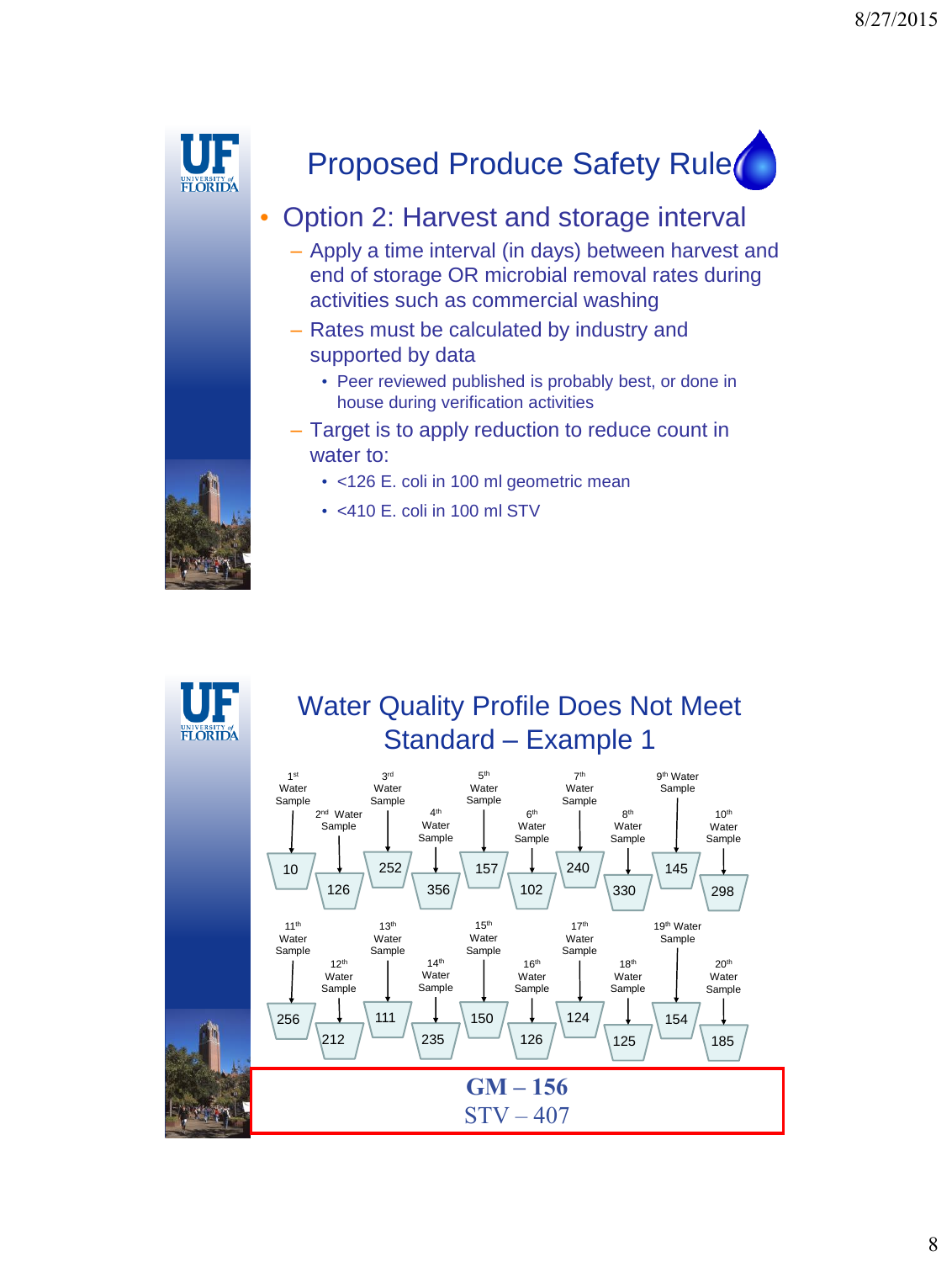## Proposed Produce Safety Rule

- Option 2: Harvest and storage interval
  - Apply a time interval (in days) between harvest and end of storage OR microbial removal rates during activities such as commercial washing
  - Rates must be calculated by industry and supported by data
    - Peer reviewed published is probably best, or done in house during verification activities
  - Target is to apply reduction to reduce count in water to:
    - <126 E. coli in 100 ml geometric mean
    - <410 E. coli in 100 ml STV

## Water Quality Profile Does Not Meet Standard – Example 1

| Water Sample | Value |
|---|---|
| 1st | 10 |
| 2nd | 126 |
| 3rd | 252 |
| 4th | 356 |
| 5th | 157 |
| 6th | 102 |
| 7th | 240 |
| 8th | 330 |
| 9th | 145 |
| 10th | 298 |
| 11th | 256 |
| 12th | 212 |
| 13th | 111 |
| 14th | 235 |
| 15th | 150 |
| 16th | 126 |
| 17th | 124 |
| 18th | 125 |
| 19th | 154 |
| 20th | 185 |

**GM – 156**

STV – 407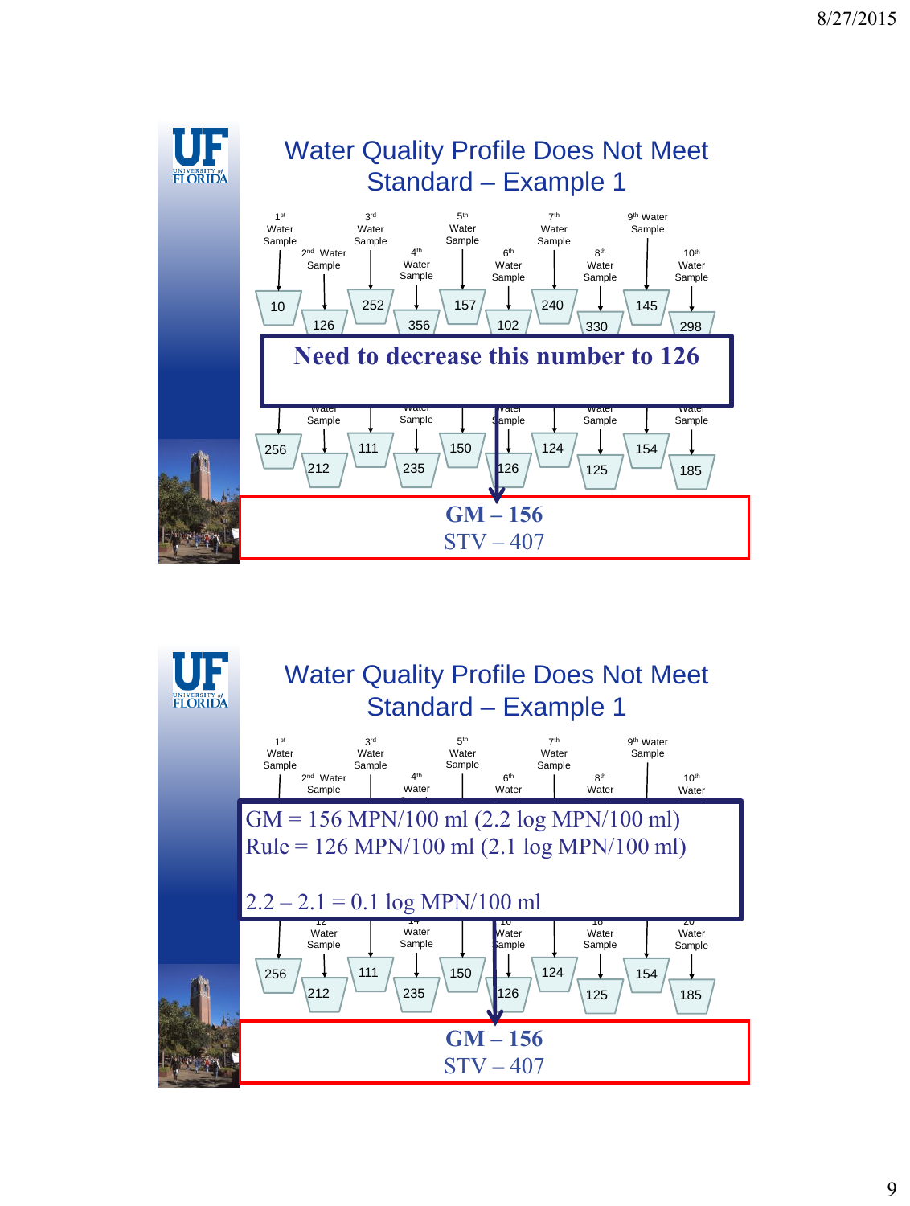# Water Quality Profile Does Not Meet Standard – Example 1

1st Water Sample — 10
2nd Water Sample — 126
3rd Water Sample — 252
4th Water Sample — 356
5th Water Sample — 157
6th Water Sample — 102
7th Water Sample — 240
8th Water Sample — 330
9th Water Sample — 145
10th Water Sample — 298

**Need to decrease this number to 126**

256, 212, 111, 235, 150, 126, 124, 125, 154, 185

**GM – 156**

STV – 407

# Water Quality Profile Does Not Meet Standard – Example 1

1st Water Sample, 2nd Water Sample, 3rd Water Sample, 4th Water, 5th Water Sample, 6th Water, 7th Water Sample, 8th Water, 9th Water Sample, 10th Water

GM = 156 MPN/100 ml (2.2 log MPN/100 ml)

Rule = 126 MPN/100 ml (2.1 log MPN/100 ml)

2.2 – 2.1 = 0.1 log MPN/100 ml

256, 212, 111, 235, 150, 126, 124, 125, 154, 185

**GM – 156**

STV – 407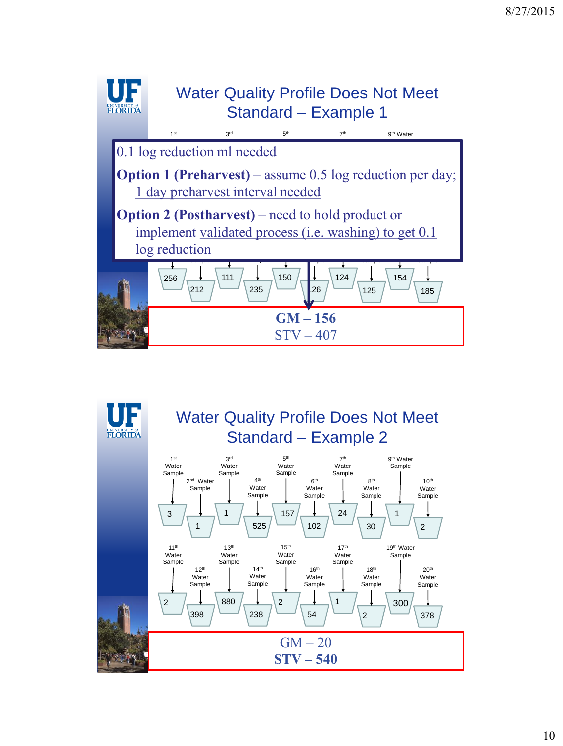## Water Quality Profile Does Not Meet Standard – Example 1

1st 3rd 5th 7th 9th Water

0.1 log reduction ml needed

**Option 1 (Preharvest)** – assume 0.5 log reduction per day; 1 day preharvest interval needed

**Option 2 (Postharvest)** – need to hold product or implement validated process (i.e. washing) to get 0.1 log reduction

256, 212, 111, 235, 150, 126, 124, 125, 154, 185

**GM – 156**

STV – 407

## Water Quality Profile Does Not Meet Standard – Example 2

| Sample | Value |
|---|---|
| 1st Water Sample | 3 |
| 2nd Water Sample | 1 |
| 3rd Water Sample | 1 |
| 4th Water Sample | 525 |
| 5th Water Sample | 157 |
| 6th Water Sample | 102 |
| 7th Water Sample | 24 |
| 8th Water Sample | 30 |
| 9th Water Sample | 1 |
| 10th Water Sample | 2 |
| 11th Water Sample | 2 |
| 12th Water Sample | 398 |
| 13th Water Sample | 880 |
| 14th Water Sample | 238 |
| 15th Water Sample | 2 |
| 16th Water Sample | 54 |
| 17th Water Sample | 1 |
| 18th Water Sample | 2 |
| 19th Water Sample | 300 |
| 20th Water Sample | 378 |

GM – 20

**STV – 540**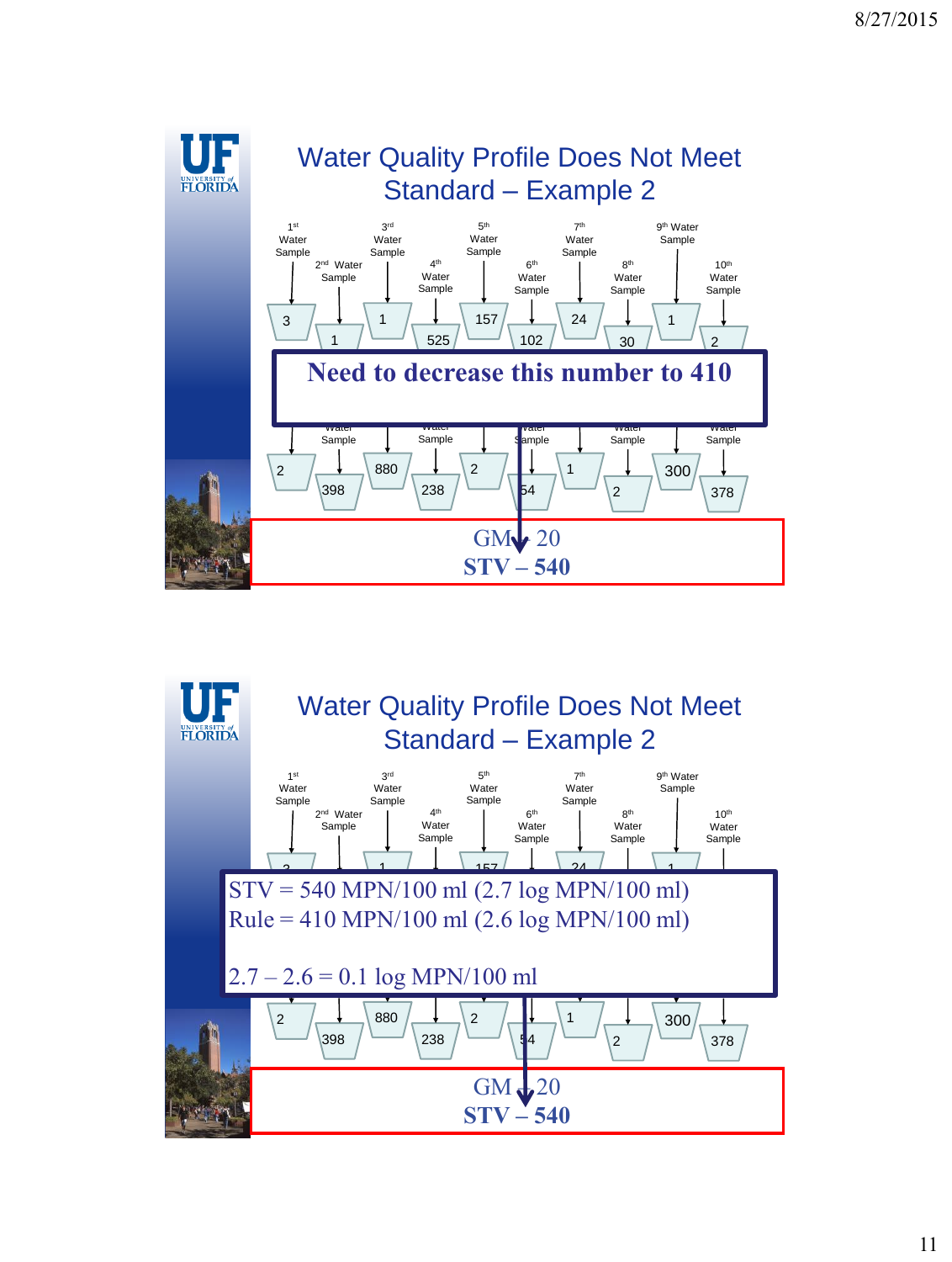## Water Quality Profile Does Not Meet Standard – Example 2

1st Water Sample: 3
2nd Water Sample: 1
3rd Water Sample: 1
4th Water Sample: 525
5th Water Sample: 157
6th Water Sample: 102
7th Water Sample: 24
8th Water Sample: 30
9th Water Sample: 1
10th Water Sample: 2

**Need to decrease this number to 410**

Water Sample: 2, 398, 880, 238, 2, 54, 1, 2, 300, 378

GM – 20

**STV – 540**

## Water Quality Profile Does Not Meet Standard – Example 2

1st Water Sample, 2nd Water Sample, 3rd Water Sample, 4th Water Sample, 5th Water Sample, 6th Water Sample, 7th Water Sample, 8th Water Sample, 9th Water Sample, 10th Water Sample

STV = 540 MPN/100 ml (2.7 log MPN/100 ml)

Rule = 410 MPN/100 ml (2.6 log MPN/100 ml)

2.7 – 2.6 = 0.1 log MPN/100 ml

2, 398, 880, 238, 2, 54, 1, 2, 300, 378

GM – 20

**STV – 540**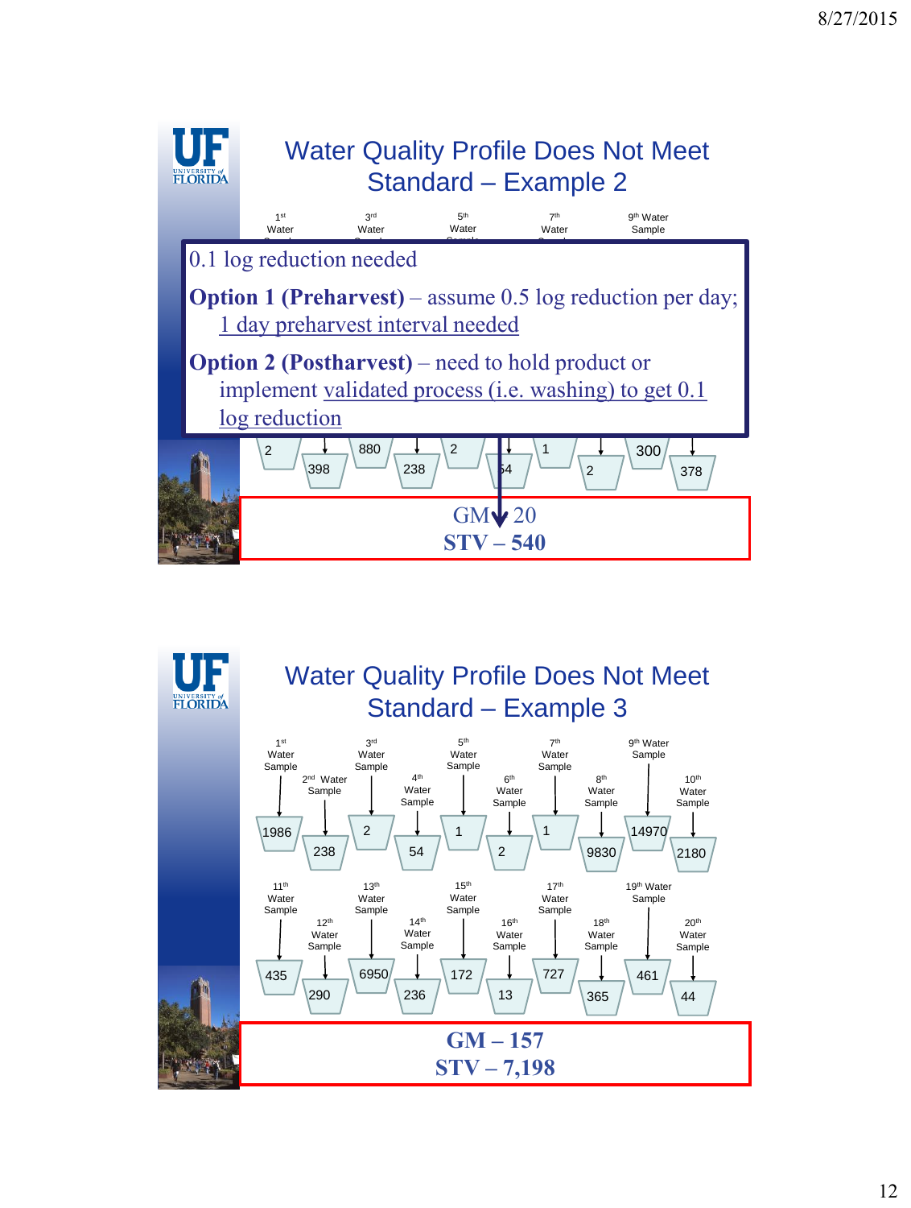## Water Quality Profile Does Not Meet Standard – Example 2

0.1 log reduction needed

**Option 1 (Preharvest)** – assume 0.5 log reduction per day; 1 day preharvest interval needed

**Option 2 (Postharvest)** – need to hold product or implement validated process (i.e. washing) to get 0.1 log reduction

| 1st Water Sample | 2nd | 3rd Water Sample | 4th | 5th Water Sample | 6th | 7th Water Sample | 8th | 9th Water Sample | 10th |
|---|---|---|---|---|---|---|---|---|---|
| 2 | 398 | 880 | 238 | 2 | 54 | 1 | 2 | 300 | 378 |

**GM – 20**
**STV – 540**

## Water Quality Profile Does Not Meet Standard – Example 3

| 1st Water Sample | 2nd Water Sample | 3rd Water Sample | 4th Water Sample | 5th Water Sample | 6th Water Sample | 7th Water Sample | 8th Water Sample | 9th Water Sample | 10th Water Sample |
|---|---|---|---|---|---|---|---|---|---|
| 1986 | 238 | 2 | 54 | 1 | 2 | 1 | 9830 | 14970 | 2180 |

| 11th Water Sample | 12th Water Sample | 13th Water Sample | 14th Water Sample | 15th Water Sample | 16th Water Sample | 17th Water Sample | 18th Water Sample | 19th Water Sample | 20th Water Sample |
|---|---|---|---|---|---|---|---|---|---|
| 435 | 290 | 6950 | 236 | 172 | 13 | 727 | 365 | 461 | 44 |

**GM – 157**
**STV – 7,198**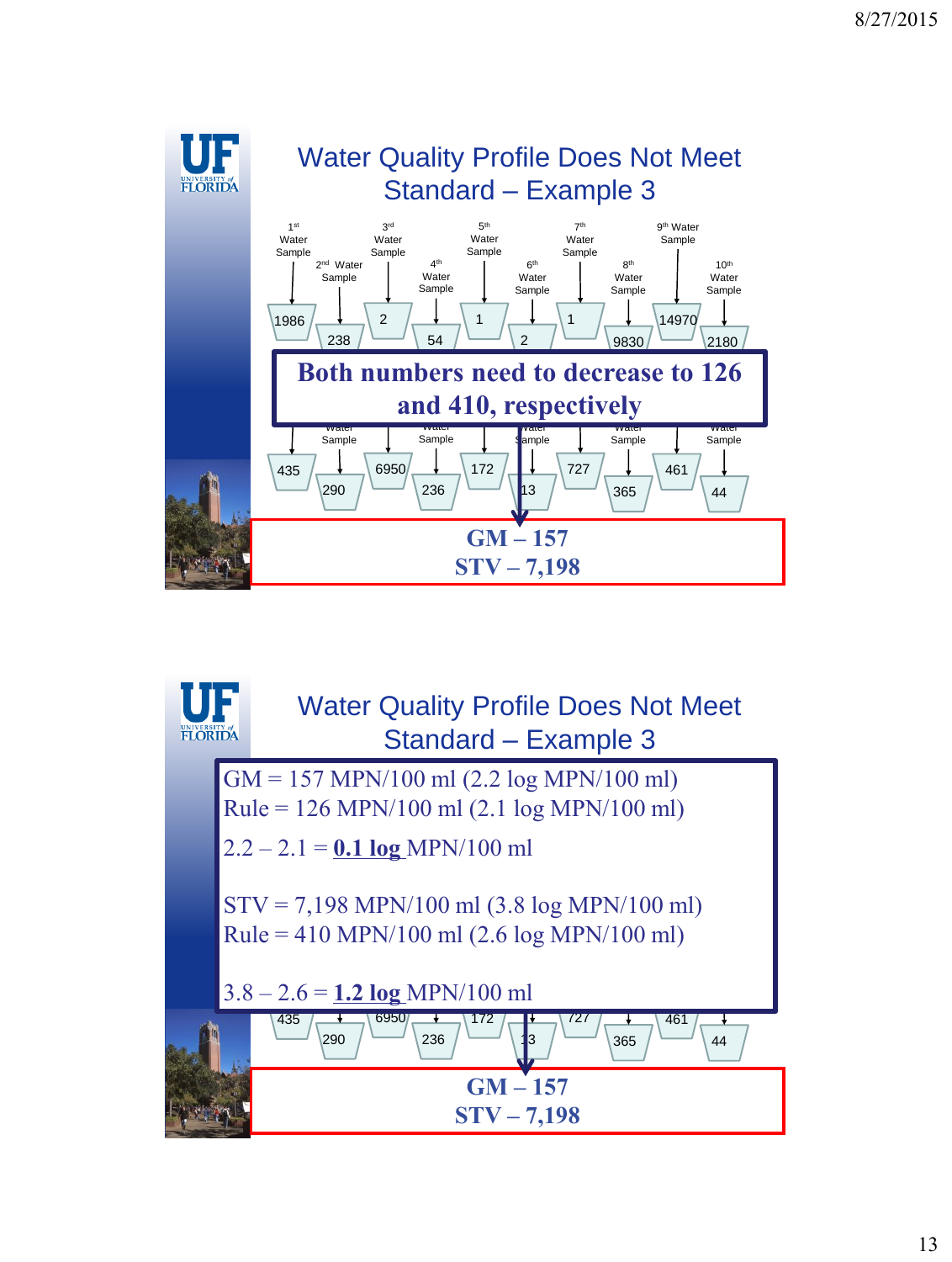## Water Quality Profile Does Not Meet Standard – Example 3

1st Water Sample: 1986
2nd Water Sample: 238
3rd Water Sample: 2
4th Water Sample: 54
5th Water Sample: 1
6th Water Sample: 2
7th Water Sample: 1
8th Water Sample: 9830
9th Water Sample: 14970
10th Water Sample: 2180

**Both numbers need to decrease to 126 and 410, respectively**

435, 290, 6950, 236, 172, 13, 727, 365, 461, 44

**GM – 157**
**STV – 7,198**

## Water Quality Profile Does Not Meet Standard – Example 3

GM = 157 MPN/100 ml (2.2 log MPN/100 ml)
Rule = 126 MPN/100 ml (2.1 log MPN/100 ml)

2.2 – 2.1 = **0.1 log** MPN/100 ml

STV = 7,198 MPN/100 ml (3.8 log MPN/100 ml)
Rule = 410 MPN/100 ml (2.6 log MPN/100 ml)

3.8 – 2.6 = **1.2 log** MPN/100 ml

**GM – 157**
**STV – 7,198**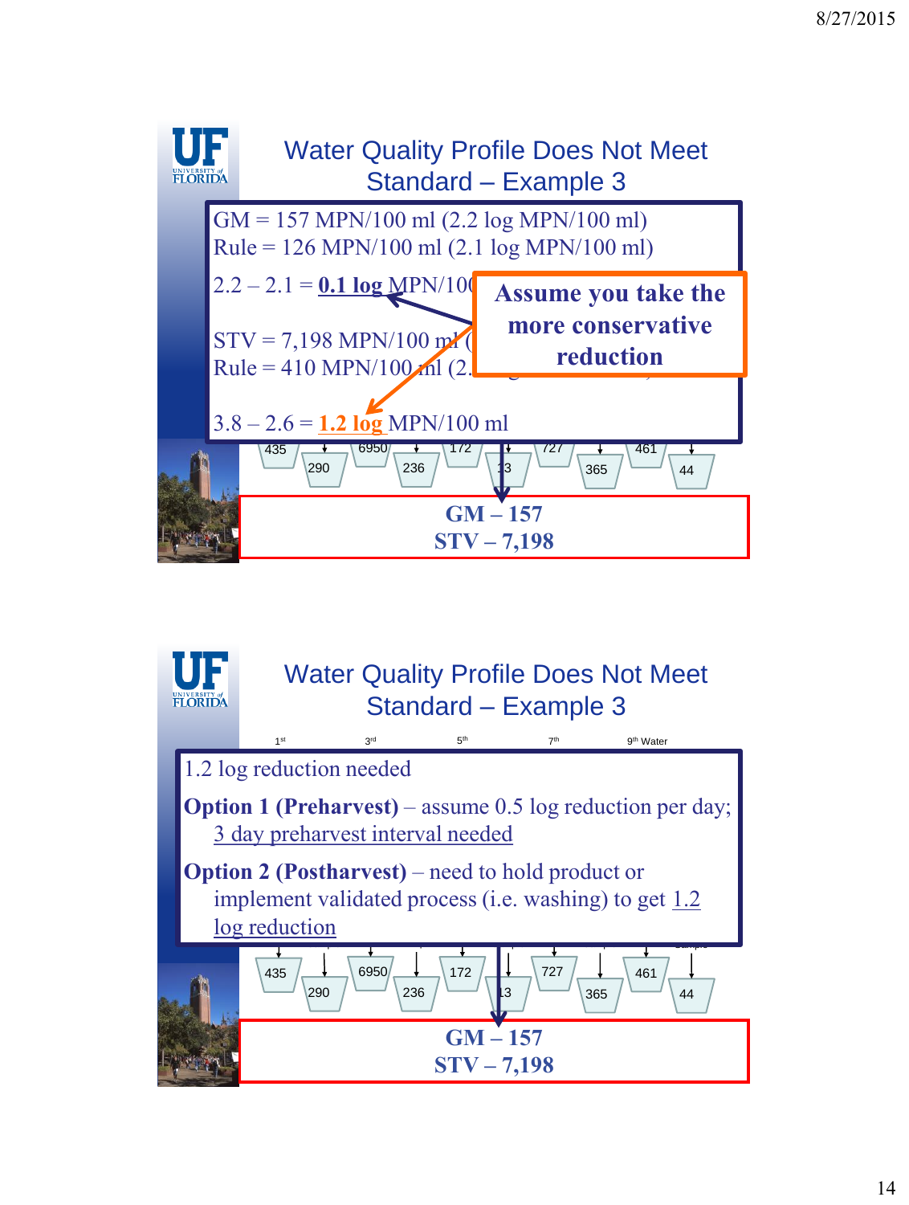## Water Quality Profile Does Not Meet Standard – Example 3

GM = 157 MPN/100 ml (2.2 log MPN/100 ml)
Rule = 126 MPN/100 ml (2.1 log MPN/100 ml)

2.2 – 2.1 = **0.1 log** MPN/100 ml

STV = 7,198 MPN/100 ml (
Rule = 410 MPN/100 ml (2.

3.8 – 2.6 = **1.2 log** MPN/100 ml

**Assume you take the more conservative reduction**

435 | 290 | 6950 | 236 | 172 | 13 | 727 | 365 | 461 | 44

**GM – 157**
**STV – 7,198**

## Water Quality Profile Does Not Meet Standard – Example 3

1st 3rd 5th 7th 9th Water

1.2 log reduction needed

**Option 1 (Preharvest)** – assume 0.5 log reduction per day; 3 day preharvest interval needed

**Option 2 (Postharvest)** – need to hold product or implement validated process (i.e. washing) to get 1.2 log reduction

435 | 290 | 6950 | 236 | 172 | 13 | 727 | 365 | 461 | 44

**GM – 157**
**STV – 7,198**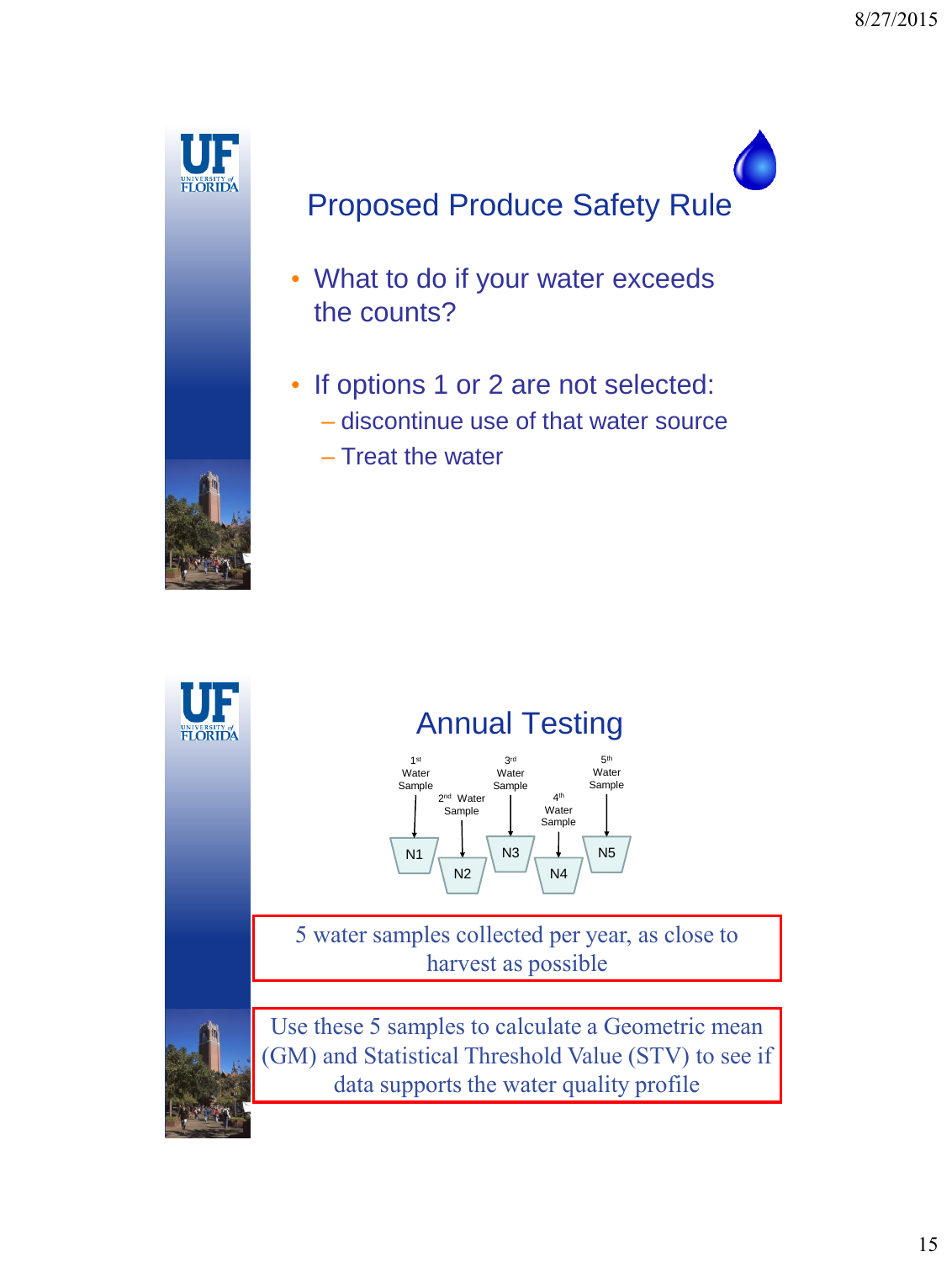## Proposed Produce Safety Rule

- What to do if your water exceeds the counts?
- If options 1 or 2 are not selected:
  - discontinue use of that water source
  - Treat the water

## Annual Testing

1st Water Sample → N1
2nd Water Sample → N2
3rd Water Sample → N3
4th Water Sample → N4
5th Water Sample → N5

5 water samples collected per year, as close to harvest as possible

Use these 5 samples to calculate a Geometric mean (GM) and Statistical Threshold Value (STV) to see if data supports the water quality profile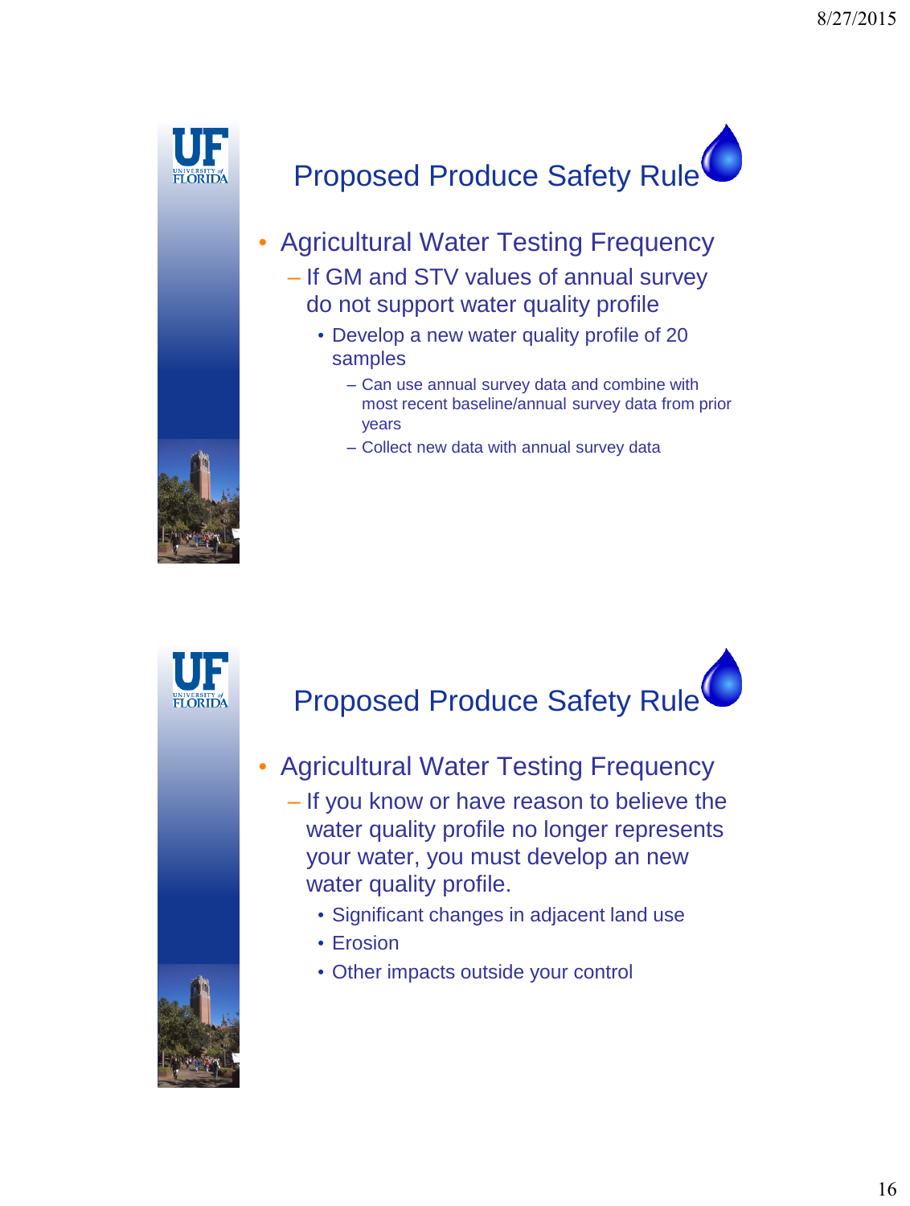## Proposed Produce Safety Rule

- Agricultural Water Testing Frequency
  - If GM and STV values of annual survey do not support water quality profile
    - Develop a new water quality profile of 20 samples
      - Can use annual survey data and combine with most recent baseline/annual survey data from prior years
      - Collect new data with annual survey data

## Proposed Produce Safety Rule

- Agricultural Water Testing Frequency
  - If you know or have reason to believe the water quality profile no longer represents your water, you must develop an new water quality profile.
    - Significant changes in adjacent land use
    - Erosion
    - Other impacts outside your control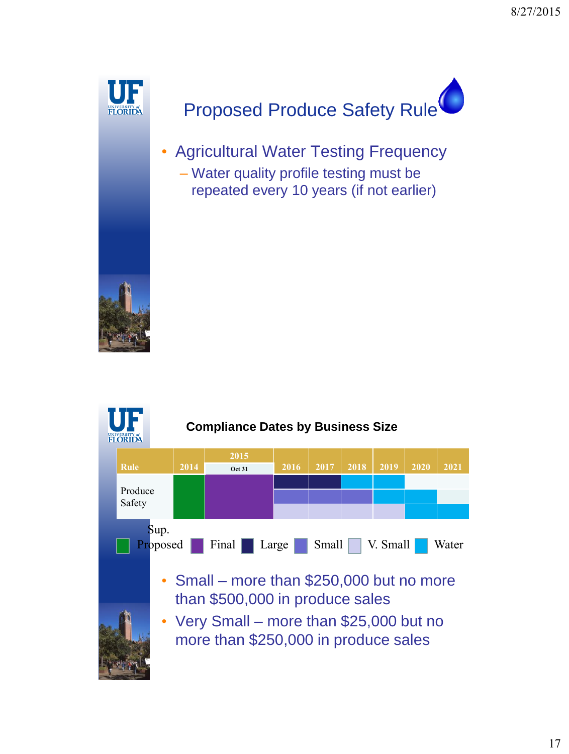## Proposed Produce Safety Rule

- Agricultural Water Testing Frequency
  - Water quality profile testing must be repeated every 10 years (if not earlier)

### Compliance Dates by Business Size

| Rule | 2014 | 2015 (Oct 31) | 2016 | 2017 | 2018 | 2019 | 2020 | 2021 |
|---|---|---|---|---|---|---|---|---|
| Produce Safety | Sup. Proposed | Final | Large | Large | Water | Water | | |
| | Sup. Proposed | Final | Small | Small | Small | Water | Water | |
| | Sup. Proposed | Final | V. Small | V. Small | V. Small | V. Small | Water | Water |

Legend: Sup. Proposed, Final, Large, Small, V. Small, Water

- Small – more than $250,000 but no more than $500,000 in produce sales
- Very Small – more than $25,000 but no more than $250,000 in produce sales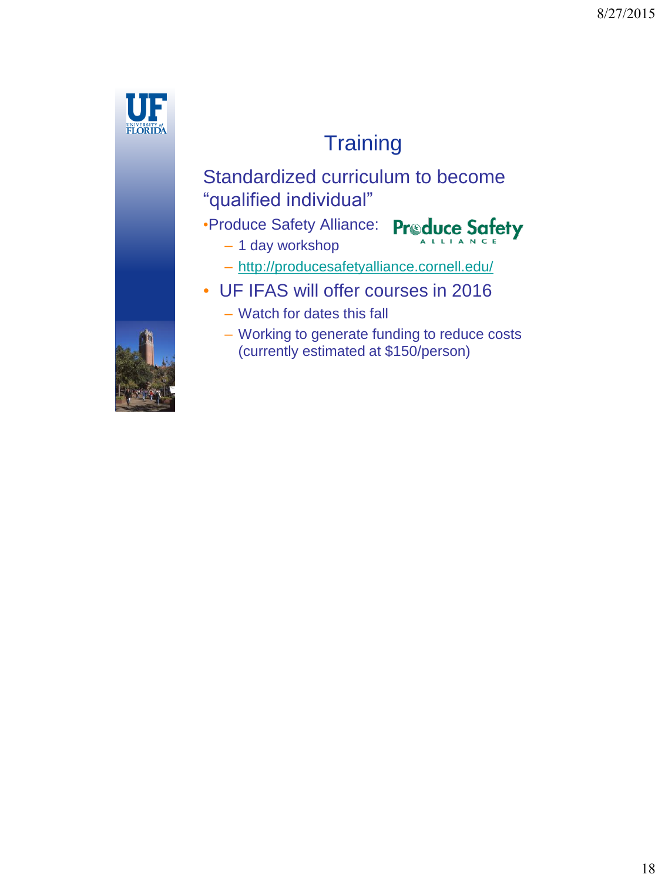# Training

## Standardized curriculum to become "qualified individual"

- Produce Safety Alliance:
  - 1 day workshop
  - http://producesafetyalliance.cornell.edu/
- UF IFAS will offer courses in 2016
  - Watch for dates this fall
  - Working to generate funding to reduce costs (currently estimated at $150/person)